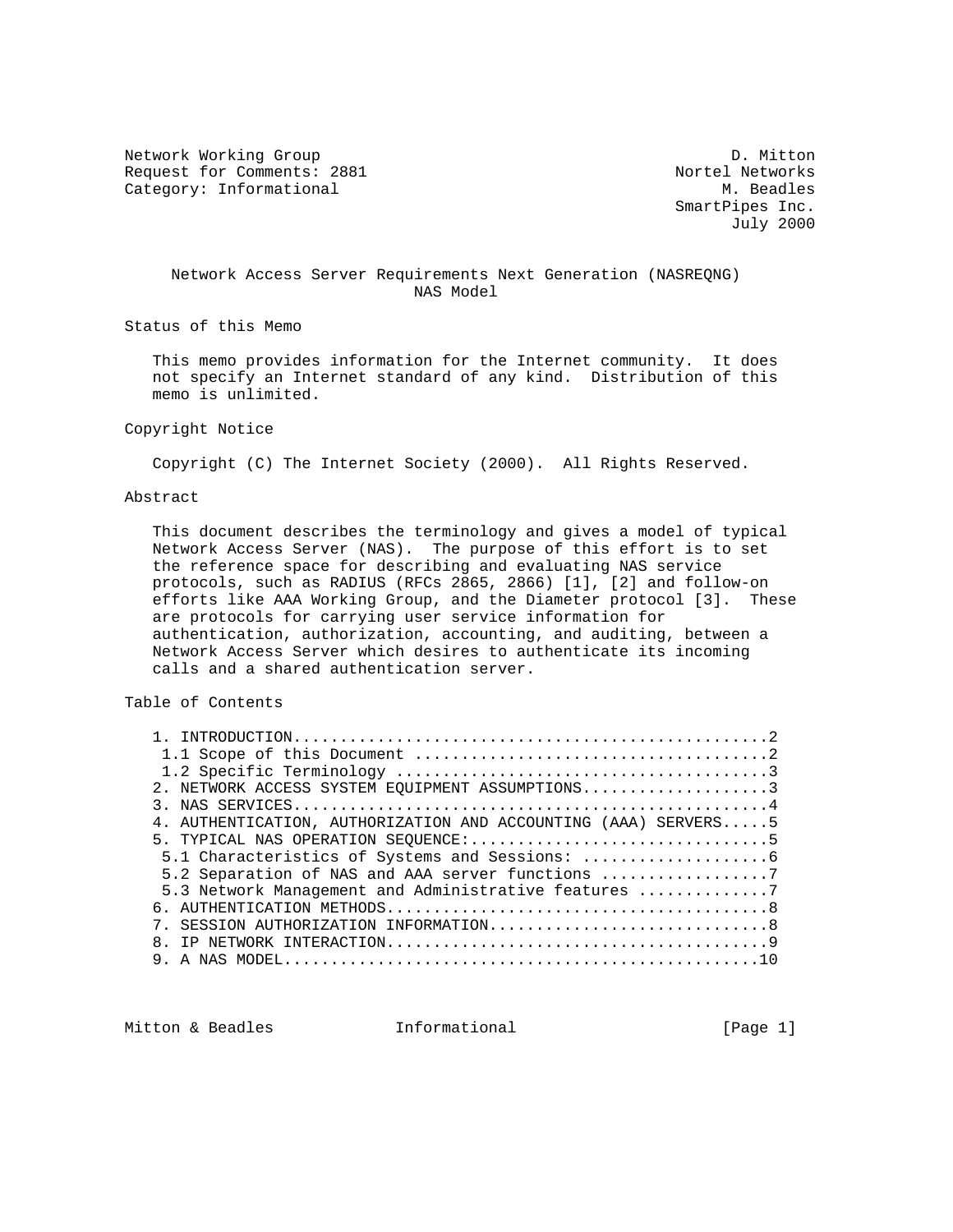Network Working Group D. Mitton
Request for Comments: 2881 Nortel Networks
Category: Informational M. Beadles
SmartPipes Inc.
July 2000

# Network Access Server Requirements Next Generation (NASREQNG) NAS Model

## Status of this Memo

This memo provides information for the Internet community. It does not specify an Internet standard of any kind. Distribution of this memo is unlimited.

## Copyright Notice

Copyright (C) The Internet Society (2000). All Rights Reserved.

## Abstract

This document describes the terminology and gives a model of typical Network Access Server (NAS). The purpose of this effort is to set the reference space for describing and evaluating NAS service protocols, such as RADIUS (RFCs 2865, 2866) [1], [2] and follow-on efforts like AAA Working Group, and the Diameter protocol [3]. These are protocols for carrying user service information for authentication, authorization, accounting, and auditing, between a Network Access Server which desires to authenticate its incoming calls and a shared authentication server.

## Table of Contents

```
1. INTRODUCTION..................................................2
 1.1 Scope of this Document .....................................2
 1.2 Specific Terminology .......................................3
2. NETWORK ACCESS SYSTEM EQUIPMENT ASSUMPTIONS...................3
3. NAS SERVICES..................................................4
4. AUTHENTICATION, AUTHORIZATION AND ACCOUNTING (AAA) SERVERS.....5
5. TYPICAL NAS OPERATION SEQUENCE:...............................5
 5.1 Characteristics of Systems and Sessions: ...................6
 5.2 Separation of NAS and AAA server functions .................7
 5.3 Network Management and Administrative features .............7
6. AUTHENTICATION METHODS........................................8
7. SESSION AUTHORIZATION INFORMATION.............................8
8. IP NETWORK INTERACTION........................................9
9. A NAS MODEL..................................................10
```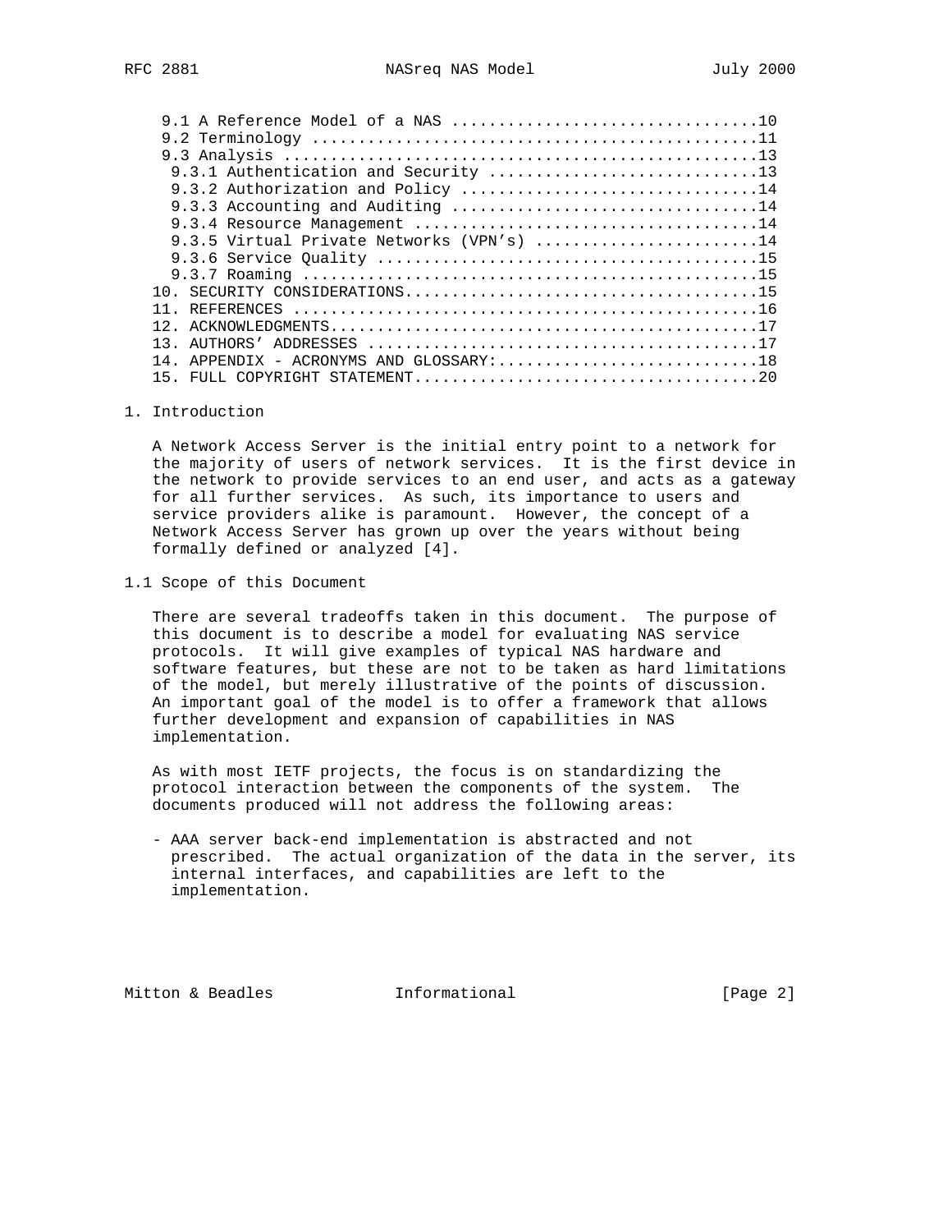9.1 A Reference Model of a NAS ................................10
9.2 Terminology ...............................................11
9.3 Analysis ..................................................13
9.3.1 Authentication and Security ............................13
9.3.2 Authorization and Policy ...............................14
9.3.3 Accounting and Auditing ................................14
9.3.4 Resource Management ....................................14
9.3.5 Virtual Private Networks (VPN's) .......................14
9.3.6 Service Quality ........................................15
9.3.7 Roaming ................................................15
10. SECURITY CONSIDERATIONS....................................15
11. REFERENCES ................................................16
12. ACKNOWLEDGMENTS............................................17
13. AUTHORS' ADDRESSES ........................................17
14. APPENDIX - ACRONYMS AND GLOSSARY:...........................18
15. FULL COPYRIGHT STATEMENT....................................20

# 1. Introduction

A Network Access Server is the initial entry point to a network for the majority of users of network services. It is the first device in the network to provide services to an end user, and acts as a gateway for all further services. As such, its importance to users and service providers alike is paramount. However, the concept of a Network Access Server has grown up over the years without being formally defined or analyzed [4].

## 1.1 Scope of this Document

There are several tradeoffs taken in this document. The purpose of this document is to describe a model for evaluating NAS service protocols. It will give examples of typical NAS hardware and software features, but these are not to be taken as hard limitations of the model, but merely illustrative of the points of discussion. An important goal of the model is to offer a framework that allows further development and expansion of capabilities in NAS implementation.

As with most IETF projects, the focus is on standardizing the protocol interaction between the components of the system. The documents produced will not address the following areas:

- AAA server back-end implementation is abstracted and not prescribed. The actual organization of the data in the server, its internal interfaces, and capabilities are left to the implementation.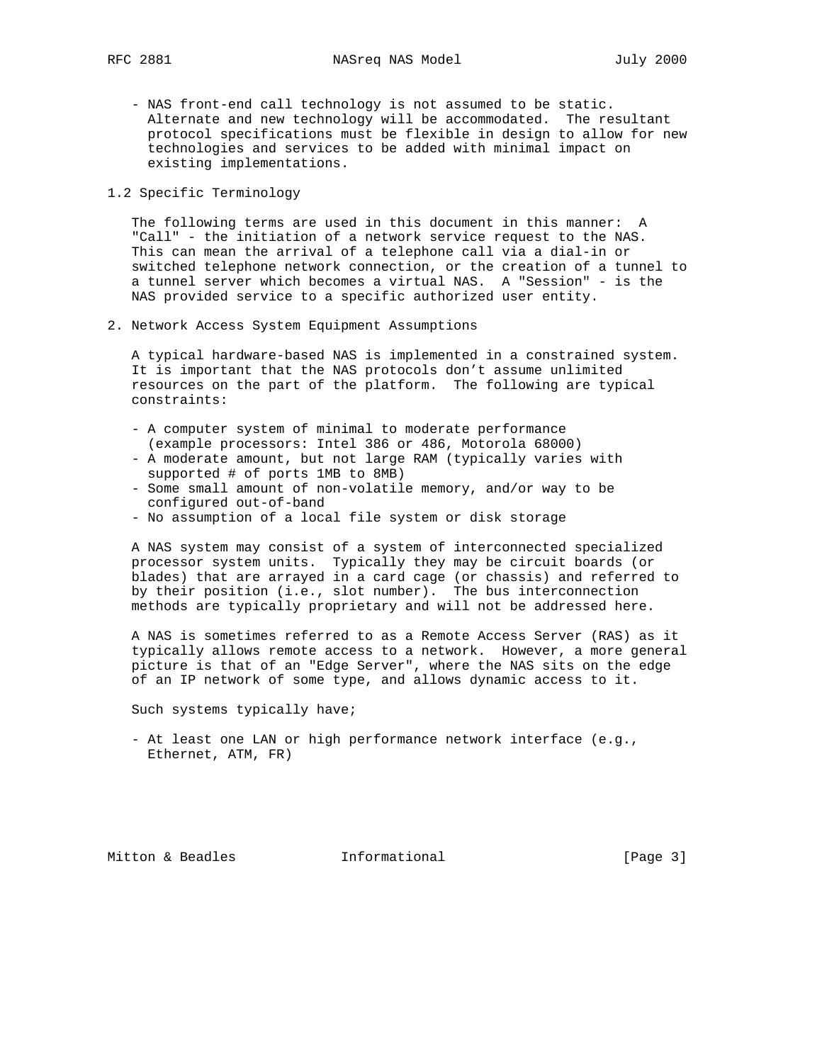- NAS front-end call technology is not assumed to be static. Alternate and new technology will be accommodated. The resultant protocol specifications must be flexible in design to allow for new technologies and services to be added with minimal impact on existing implementations.

### 1.2 Specific Terminology

The following terms are used in this document in this manner: A "Call" - the initiation of a network service request to the NAS. This can mean the arrival of a telephone call via a dial-in or switched telephone network connection, or the creation of a tunnel to a tunnel server which becomes a virtual NAS. A "Session" - is the NAS provided service to a specific authorized user entity.

## 2. Network Access System Equipment Assumptions

A typical hardware-based NAS is implemented in a constrained system. It is important that the NAS protocols don't assume unlimited resources on the part of the platform. The following are typical constraints:

- A computer system of minimal to moderate performance (example processors: Intel 386 or 486, Motorola 68000)
- A moderate amount, but not large RAM (typically varies with supported # of ports 1MB to 8MB)
- Some small amount of non-volatile memory, and/or way to be configured out-of-band
- No assumption of a local file system or disk storage

A NAS system may consist of a system of interconnected specialized processor system units. Typically they may be circuit boards (or blades) that are arrayed in a card cage (or chassis) and referred to by their position (i.e., slot number). The bus interconnection methods are typically proprietary and will not be addressed here.

A NAS is sometimes referred to as a Remote Access Server (RAS) as it typically allows remote access to a network. However, a more general picture is that of an "Edge Server", where the NAS sits on the edge of an IP network of some type, and allows dynamic access to it.

Such systems typically have;

- At least one LAN or high performance network interface (e.g., Ethernet, ATM, FR)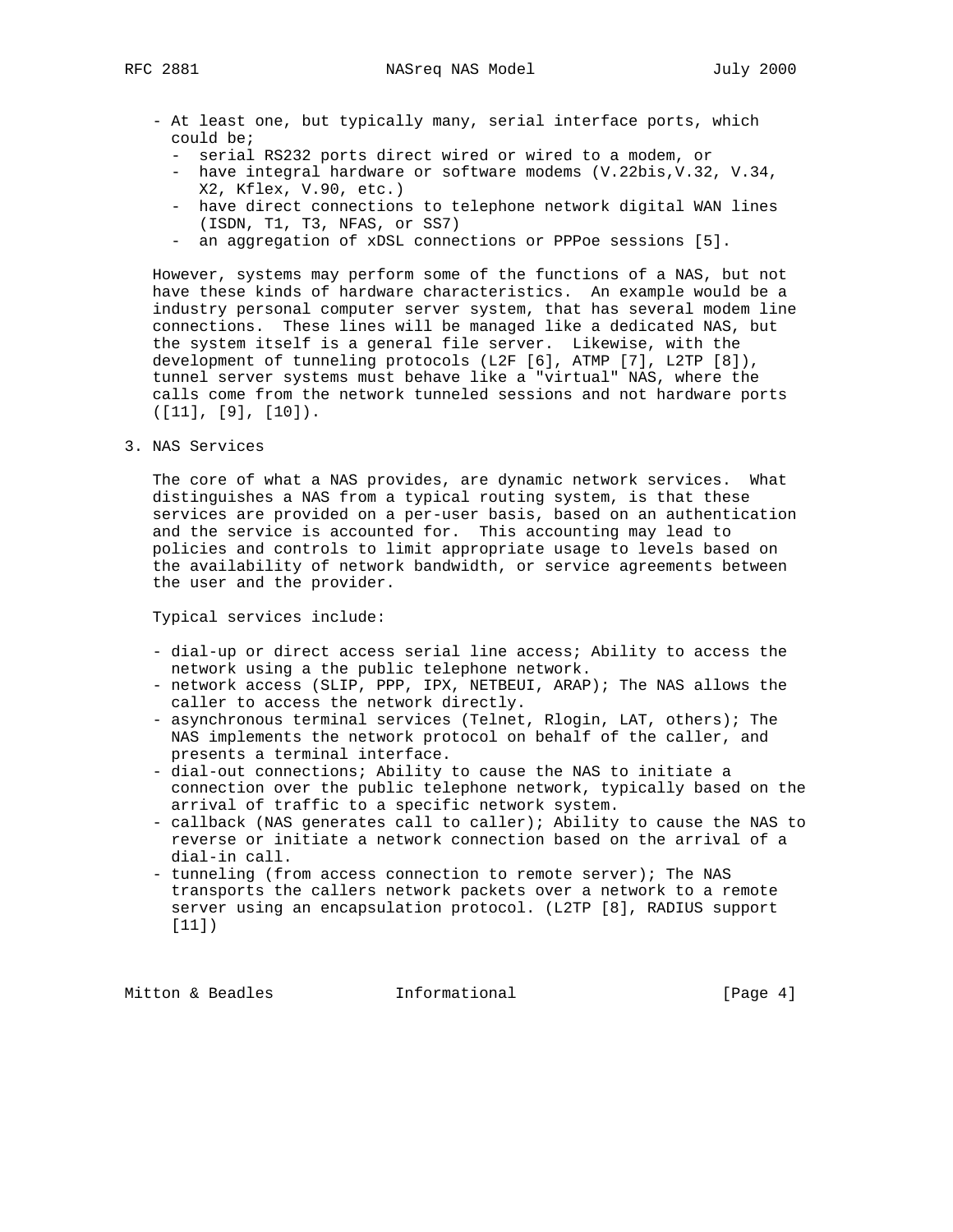- At least one, but typically many, serial interface ports, which could be;
  - serial RS232 ports direct wired or wired to a modem, or
  - have integral hardware or software modems (V.22bis,V.32, V.34, X2, Kflex, V.90, etc.)
  - have direct connections to telephone network digital WAN lines (ISDN, T1, T3, NFAS, or SS7)
  - an aggregation of xDSL connections or PPPoe sessions [5].

However, systems may perform some of the functions of a NAS, but not have these kinds of hardware characteristics. An example would be a industry personal computer server system, that has several modem line connections. These lines will be managed like a dedicated NAS, but the system itself is a general file server. Likewise, with the development of tunneling protocols (L2F [6], ATMP [7], L2TP [8]), tunnel server systems must behave like a "virtual" NAS, where the calls come from the network tunneled sessions and not hardware ports ([11], [9], [10]).

## 3. NAS Services

The core of what a NAS provides, are dynamic network services. What distinguishes a NAS from a typical routing system, is that these services are provided on a per-user basis, based on an authentication and the service is accounted for. This accounting may lead to policies and controls to limit appropriate usage to levels based on the availability of network bandwidth, or service agreements between the user and the provider.

Typical services include:

- dial-up or direct access serial line access; Ability to access the network using a the public telephone network.
- network access (SLIP, PPP, IPX, NETBEUI, ARAP); The NAS allows the caller to access the network directly.
- asynchronous terminal services (Telnet, Rlogin, LAT, others); The NAS implements the network protocol on behalf of the caller, and presents a terminal interface.
- dial-out connections; Ability to cause the NAS to initiate a connection over the public telephone network, typically based on the arrival of traffic to a specific network system.
- callback (NAS generates call to caller); Ability to cause the NAS to reverse or initiate a network connection based on the arrival of a dial-in call.
- tunneling (from access connection to remote server); The NAS transports the callers network packets over a network to a remote server using an encapsulation protocol. (L2TP [8], RADIUS support [11])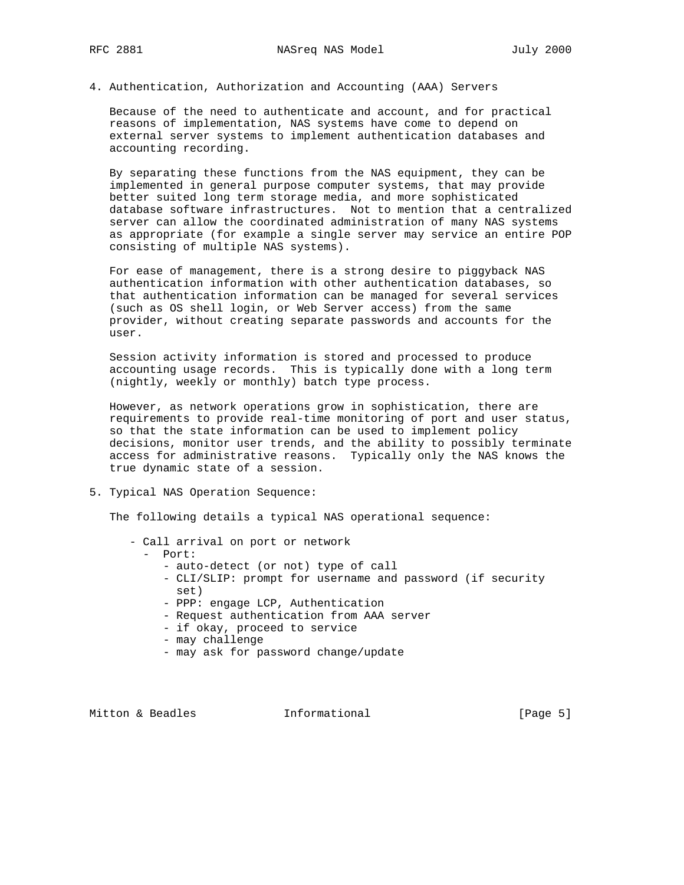## 4. Authentication, Authorization and Accounting (AAA) Servers

Because of the need to authenticate and account, and for practical reasons of implementation, NAS systems have come to depend on external server systems to implement authentication databases and accounting recording.

By separating these functions from the NAS equipment, they can be implemented in general purpose computer systems, that may provide better suited long term storage media, and more sophisticated database software infrastructures. Not to mention that a centralized server can allow the coordinated administration of many NAS systems as appropriate (for example a single server may service an entire POP consisting of multiple NAS systems).

For ease of management, there is a strong desire to piggyback NAS authentication information with other authentication databases, so that authentication information can be managed for several services (such as OS shell login, or Web Server access) from the same provider, without creating separate passwords and accounts for the user.

Session activity information is stored and processed to produce accounting usage records. This is typically done with a long term (nightly, weekly or monthly) batch type process.

However, as network operations grow in sophistication, there are requirements to provide real-time monitoring of port and user status, so that the state information can be used to implement policy decisions, monitor user trends, and the ability to possibly terminate access for administrative reasons. Typically only the NAS knows the true dynamic state of a session.

## 5. Typical NAS Operation Sequence:

The following details a typical NAS operational sequence:

- Call arrival on port or network
  - Port:
    - auto-detect (or not) type of call
    - CLI/SLIP: prompt for username and password (if security set)
    - PPP: engage LCP, Authentication
    - Request authentication from AAA server
    - if okay, proceed to service
    - may challenge
    - may ask for password change/update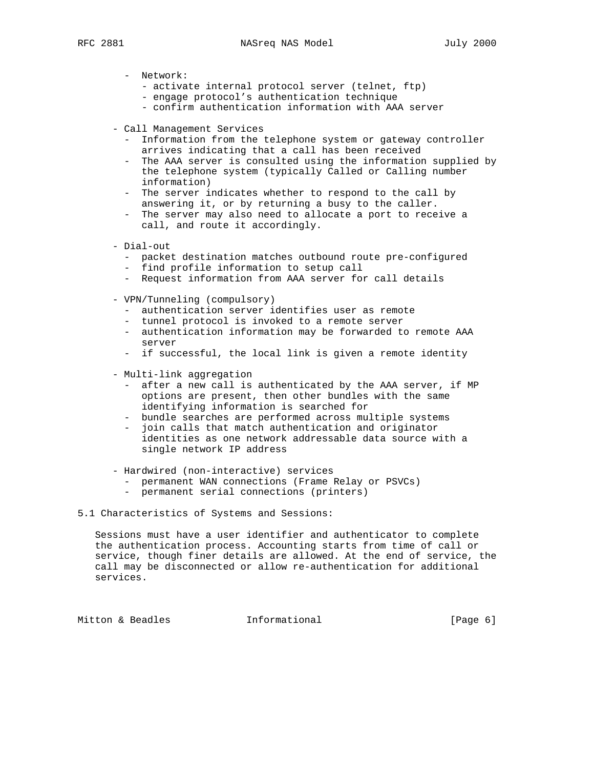- Network:
  - activate internal protocol server (telnet, ftp)
  - engage protocol's authentication technique
  - confirm authentication information with AAA server

- Call Management Services
  - Information from the telephone system or gateway controller arrives indicating that a call has been received
  - The AAA server is consulted using the information supplied by the telephone system (typically Called or Calling number information)
  - The server indicates whether to respond to the call by answering it, or by returning a busy to the caller.
  - The server may also need to allocate a port to receive a call, and route it accordingly.

- Dial-out
  - packet destination matches outbound route pre-configured
  - find profile information to setup call
  - Request information from AAA server for call details

- VPN/Tunneling (compulsory)
  - authentication server identifies user as remote
  - tunnel protocol is invoked to a remote server
  - authentication information may be forwarded to remote AAA server
  - if successful, the local link is given a remote identity

- Multi-link aggregation
  - after a new call is authenticated by the AAA server, if MP options are present, then other bundles with the same identifying information is searched for
  - bundle searches are performed across multiple systems
  - join calls that match authentication and originator identities as one network addressable data source with a single network IP address

- Hardwired (non-interactive) services
  - permanent WAN connections (Frame Relay or PSVCs)
  - permanent serial connections (printers)

## 5.1 Characteristics of Systems and Sessions:

Sessions must have a user identifier and authenticator to complete the authentication process. Accounting starts from time of call or service, though finer details are allowed. At the end of service, the call may be disconnected or allow re-authentication for additional services.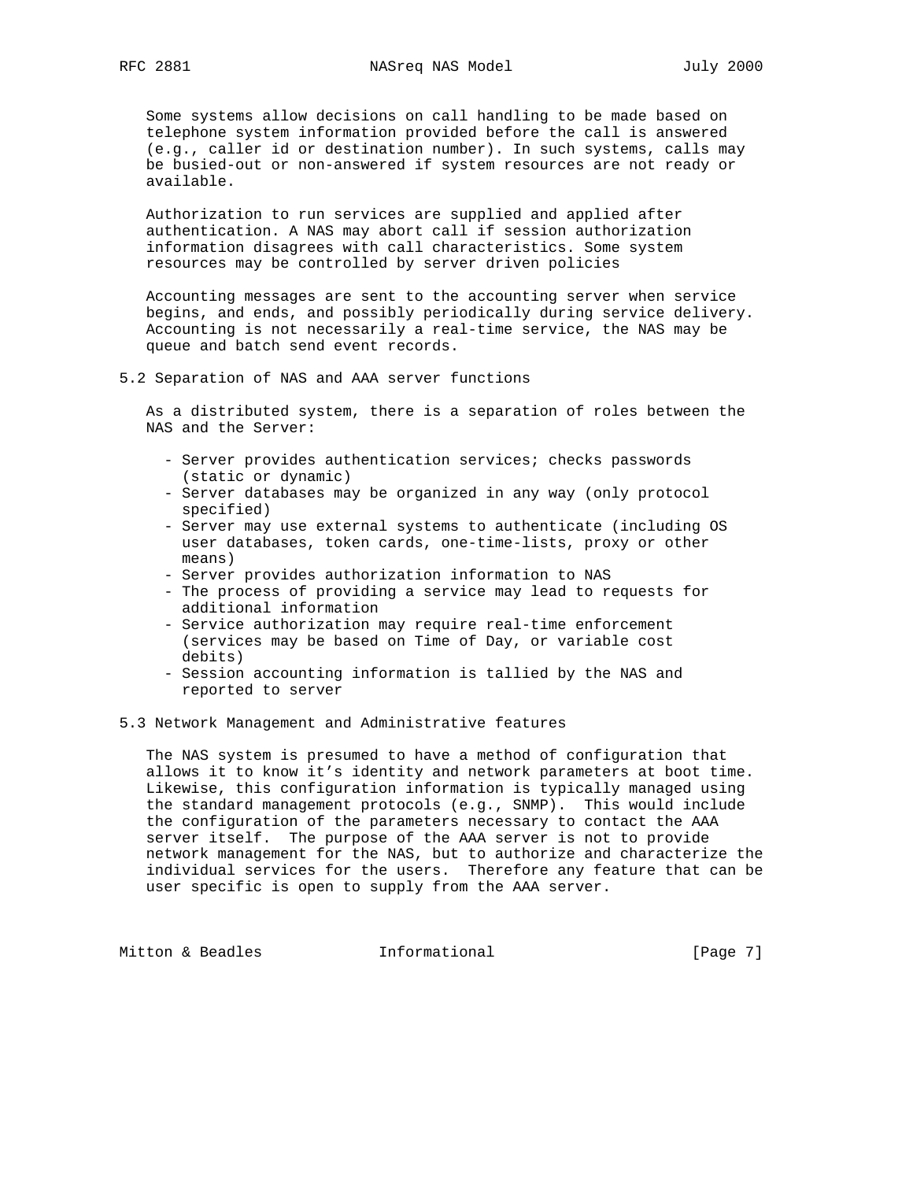Some systems allow decisions on call handling to be made based on telephone system information provided before the call is answered (e.g., caller id or destination number). In such systems, calls may be busied-out or non-answered if system resources are not ready or available.

Authorization to run services are supplied and applied after authentication. A NAS may abort call if session authorization information disagrees with call characteristics. Some system resources may be controlled by server driven policies

Accounting messages are sent to the accounting server when service begins, and ends, and possibly periodically during service delivery. Accounting is not necessarily a real-time service, the NAS may be queue and batch send event records.

## 5.2 Separation of NAS and AAA server functions

As a distributed system, there is a separation of roles between the NAS and the Server:

- Server provides authentication services; checks passwords (static or dynamic)
- Server databases may be organized in any way (only protocol specified)
- Server may use external systems to authenticate (including OS user databases, token cards, one-time-lists, proxy or other means)
- Server provides authorization information to NAS
- The process of providing a service may lead to requests for additional information
- Service authorization may require real-time enforcement (services may be based on Time of Day, or variable cost debits)
- Session accounting information is tallied by the NAS and reported to server

## 5.3 Network Management and Administrative features

The NAS system is presumed to have a method of configuration that allows it to know it's identity and network parameters at boot time. Likewise, this configuration information is typically managed using the standard management protocols (e.g., SNMP). This would include the configuration of the parameters necessary to contact the AAA server itself. The purpose of the AAA server is not to provide network management for the NAS, but to authorize and characterize the individual services for the users. Therefore any feature that can be user specific is open to supply from the AAA server.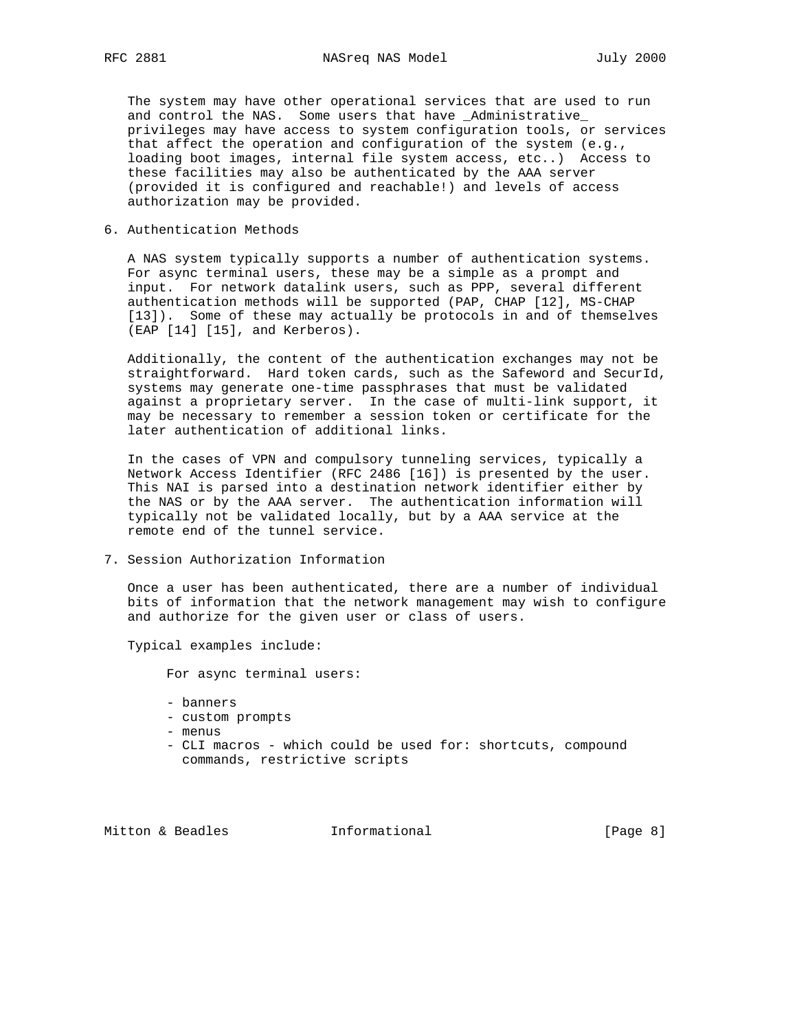The system may have other operational services that are used to run and control the NAS. Some users that have _Administrative_ privileges may have access to system configuration tools, or services that affect the operation and configuration of the system (e.g., loading boot images, internal file system access, etc..) Access to these facilities may also be authenticated by the AAA server (provided it is configured and reachable!) and levels of access authorization may be provided.

## 6. Authentication Methods

A NAS system typically supports a number of authentication systems. For async terminal users, these may be a simple as a prompt and input. For network datalink users, such as PPP, several different authentication methods will be supported (PAP, CHAP [12], MS-CHAP [13]). Some of these may actually be protocols in and of themselves (EAP [14] [15], and Kerberos).

Additionally, the content of the authentication exchanges may not be straightforward. Hard token cards, such as the Safeword and SecurId, systems may generate one-time passphrases that must be validated against a proprietary server. In the case of multi-link support, it may be necessary to remember a session token or certificate for the later authentication of additional links.

In the cases of VPN and compulsory tunneling services, typically a Network Access Identifier (RFC 2486 [16]) is presented by the user. This NAI is parsed into a destination network identifier either by the NAS or by the AAA server. The authentication information will typically not be validated locally, but by a AAA service at the remote end of the tunnel service.

## 7. Session Authorization Information

Once a user has been authenticated, there are a number of individual bits of information that the network management may wish to configure and authorize for the given user or class of users.

Typical examples include:

For async terminal users:

- banners
- custom prompts
- menus
- CLI macros - which could be used for: shortcuts, compound commands, restrictive scripts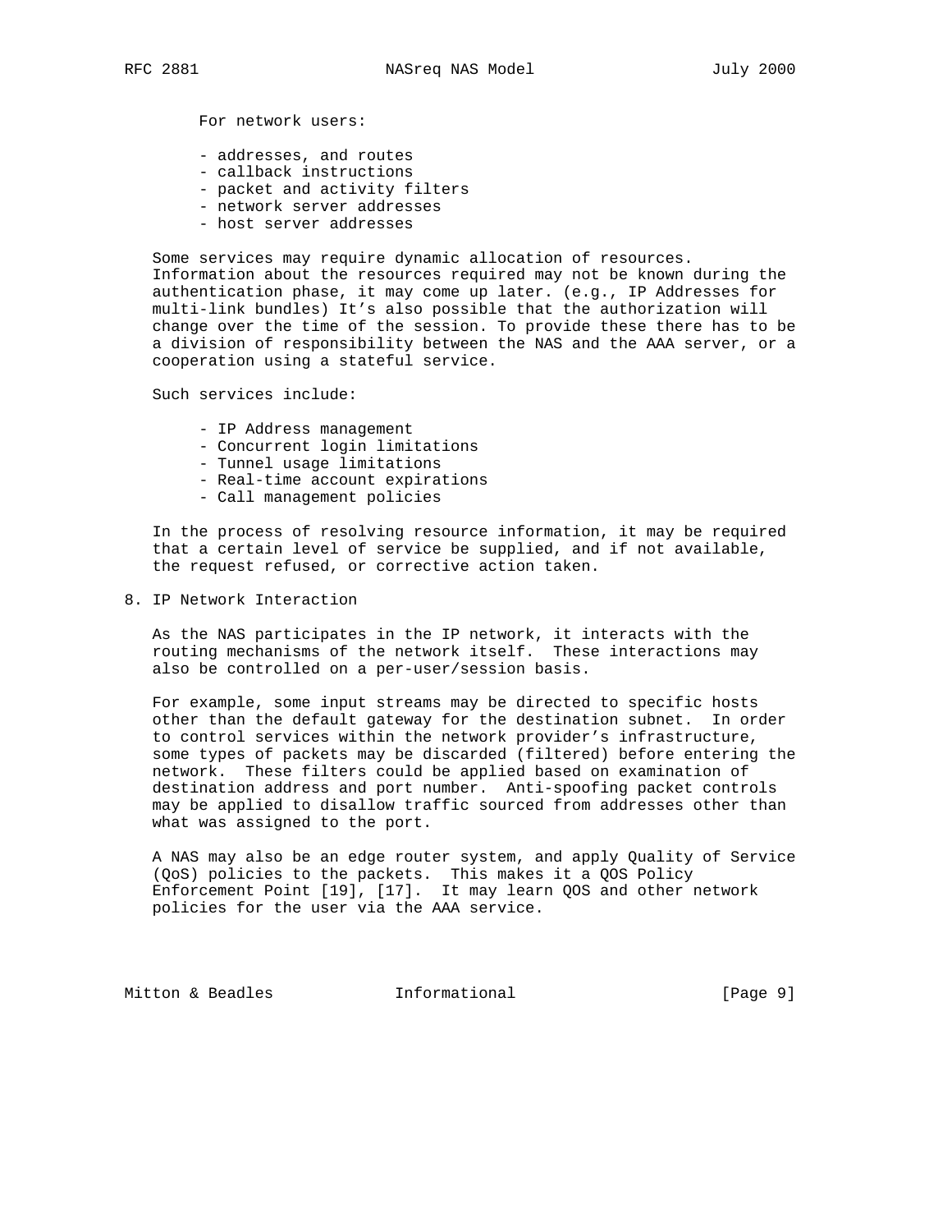For network users:

- addresses, and routes
- callback instructions
- packet and activity filters
- network server addresses
- host server addresses

Some services may require dynamic allocation of resources. Information about the resources required may not be known during the authentication phase, it may come up later. (e.g., IP Addresses for multi-link bundles) It's also possible that the authorization will change over the time of the session. To provide these there has to be a division of responsibility between the NAS and the AAA server, or a cooperation using a stateful service.

Such services include:

- IP Address management
- Concurrent login limitations
- Tunnel usage limitations
- Real-time account expirations
- Call management policies

In the process of resolving resource information, it may be required that a certain level of service be supplied, and if not available, the request refused, or corrective action taken.

## 8. IP Network Interaction

As the NAS participates in the IP network, it interacts with the routing mechanisms of the network itself. These interactions may also be controlled on a per-user/session basis.

For example, some input streams may be directed to specific hosts other than the default gateway for the destination subnet. In order to control services within the network provider's infrastructure, some types of packets may be discarded (filtered) before entering the network. These filters could be applied based on examination of destination address and port number. Anti-spoofing packet controls may be applied to disallow traffic sourced from addresses other than what was assigned to the port.

A NAS may also be an edge router system, and apply Quality of Service (QoS) policies to the packets. This makes it a QOS Policy Enforcement Point [19], [17]. It may learn QOS and other network policies for the user via the AAA service.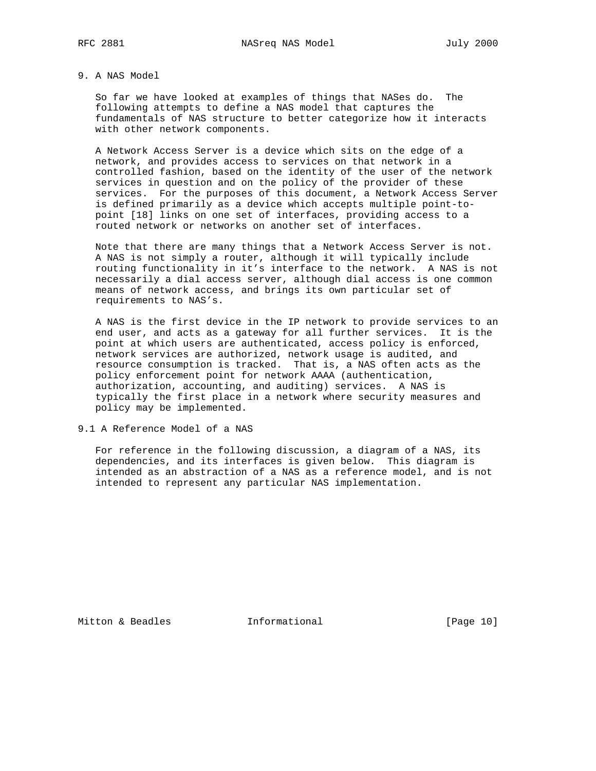## 9. A NAS Model

So far we have looked at examples of things that NASes do. The following attempts to define a NAS model that captures the fundamentals of NAS structure to better categorize how it interacts with other network components.

A Network Access Server is a device which sits on the edge of a network, and provides access to services on that network in a controlled fashion, based on the identity of the user of the network services in question and on the policy of the provider of these services. For the purposes of this document, a Network Access Server is defined primarily as a device which accepts multiple point-to-point [18] links on one set of interfaces, providing access to a routed network or networks on another set of interfaces.

Note that there are many things that a Network Access Server is not. A NAS is not simply a router, although it will typically include routing functionality in it's interface to the network. A NAS is not necessarily a dial access server, although dial access is one common means of network access, and brings its own particular set of requirements to NAS's.

A NAS is the first device in the IP network to provide services to an end user, and acts as a gateway for all further services. It is the point at which users are authenticated, access policy is enforced, network services are authorized, network usage is audited, and resource consumption is tracked. That is, a NAS often acts as the policy enforcement point for network AAAA (authentication, authorization, accounting, and auditing) services. A NAS is typically the first place in a network where security measures and policy may be implemented.

### 9.1 A Reference Model of a NAS

For reference in the following discussion, a diagram of a NAS, its dependencies, and its interfaces is given below. This diagram is intended as an abstraction of a NAS as a reference model, and is not intended to represent any particular NAS implementation.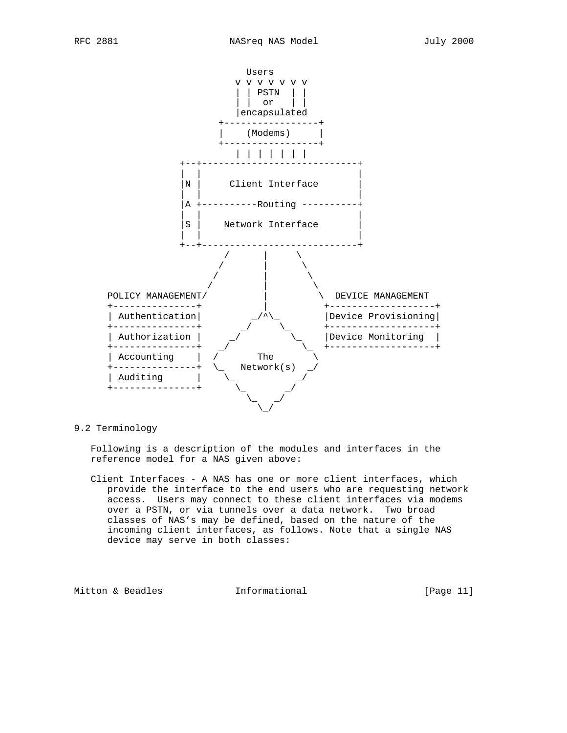```
                           Users
                         v v v v v v v
                         | | PSTN  | |
                         | |  or   | |
                         |encapsulated
                      +-----------------+
                      |    (Modems)     |
                      +-----------------+
                         | | | | | | |
               +--+----------------------------+
               |  |                            |
               |N |      Client Interface      |
               |  |                            |
               |A +----------Routing ----------+
               |  |                            |
               |S |     Network Interface      |
               |  |                            |
               +--+----------------------------+
                      /       |      \
                     /        |       \
                    /         |        \
                   /          |         \
    POLICY MANAGEMENT/        |          \  DEVICE MANAGEMENT
    +---------------+         |          +-------------------+
    | Authentication|       _/^\_        |Device Provisioning|
    +---------------+     _/     \_      +-------------------+
    | Authorization |   _/         \_    |Device Monitoring  |
    +---------------+ _/             \_  +-------------------+
    | Accounting    | /      The       \
    +---------------+ \_   Network(s)  _/
    | Auditing      |   \_           _/
    +---------------+     \_       _/
                            \_   _/
                              \_/
```

## 9.2 Terminology

Following is a description of the modules and interfaces in the reference model for a NAS given above:

Client Interfaces - A NAS has one or more client interfaces, which provide the interface to the end users who are requesting network access. Users may connect to these client interfaces via modems over a PSTN, or via tunnels over a data network. Two broad classes of NAS's may be defined, based on the nature of the incoming client interfaces, as follows. Note that a single NAS device may serve in both classes: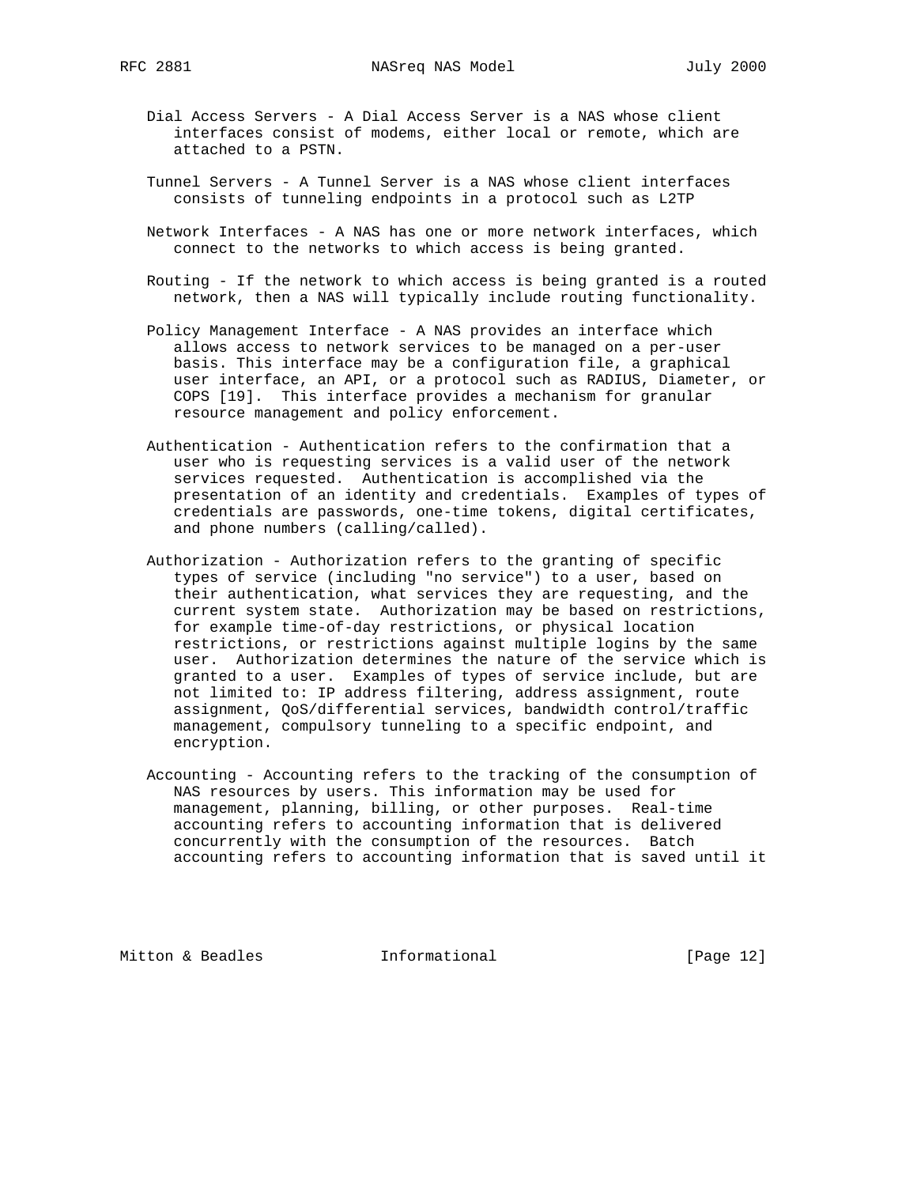Dial Access Servers - A Dial Access Server is a NAS whose client interfaces consist of modems, either local or remote, which are attached to a PSTN.

Tunnel Servers - A Tunnel Server is a NAS whose client interfaces consists of tunneling endpoints in a protocol such as L2TP

Network Interfaces - A NAS has one or more network interfaces, which connect to the networks to which access is being granted.

Routing - If the network to which access is being granted is a routed network, then a NAS will typically include routing functionality.

Policy Management Interface - A NAS provides an interface which allows access to network services to be managed on a per-user basis. This interface may be a configuration file, a graphical user interface, an API, or a protocol such as RADIUS, Diameter, or COPS [19]. This interface provides a mechanism for granular resource management and policy enforcement.

Authentication - Authentication refers to the confirmation that a user who is requesting services is a valid user of the network services requested. Authentication is accomplished via the presentation of an identity and credentials. Examples of types of credentials are passwords, one-time tokens, digital certificates, and phone numbers (calling/called).

Authorization - Authorization refers to the granting of specific types of service (including "no service") to a user, based on their authentication, what services they are requesting, and the current system state. Authorization may be based on restrictions, for example time-of-day restrictions, or physical location restrictions, or restrictions against multiple logins by the same user. Authorization determines the nature of the service which is granted to a user. Examples of types of service include, but are not limited to: IP address filtering, address assignment, route assignment, QoS/differential services, bandwidth control/traffic management, compulsory tunneling to a specific endpoint, and encryption.

Accounting - Accounting refers to the tracking of the consumption of NAS resources by users. This information may be used for management, planning, billing, or other purposes. Real-time accounting refers to accounting information that is delivered concurrently with the consumption of the resources. Batch accounting refers to accounting information that is saved until it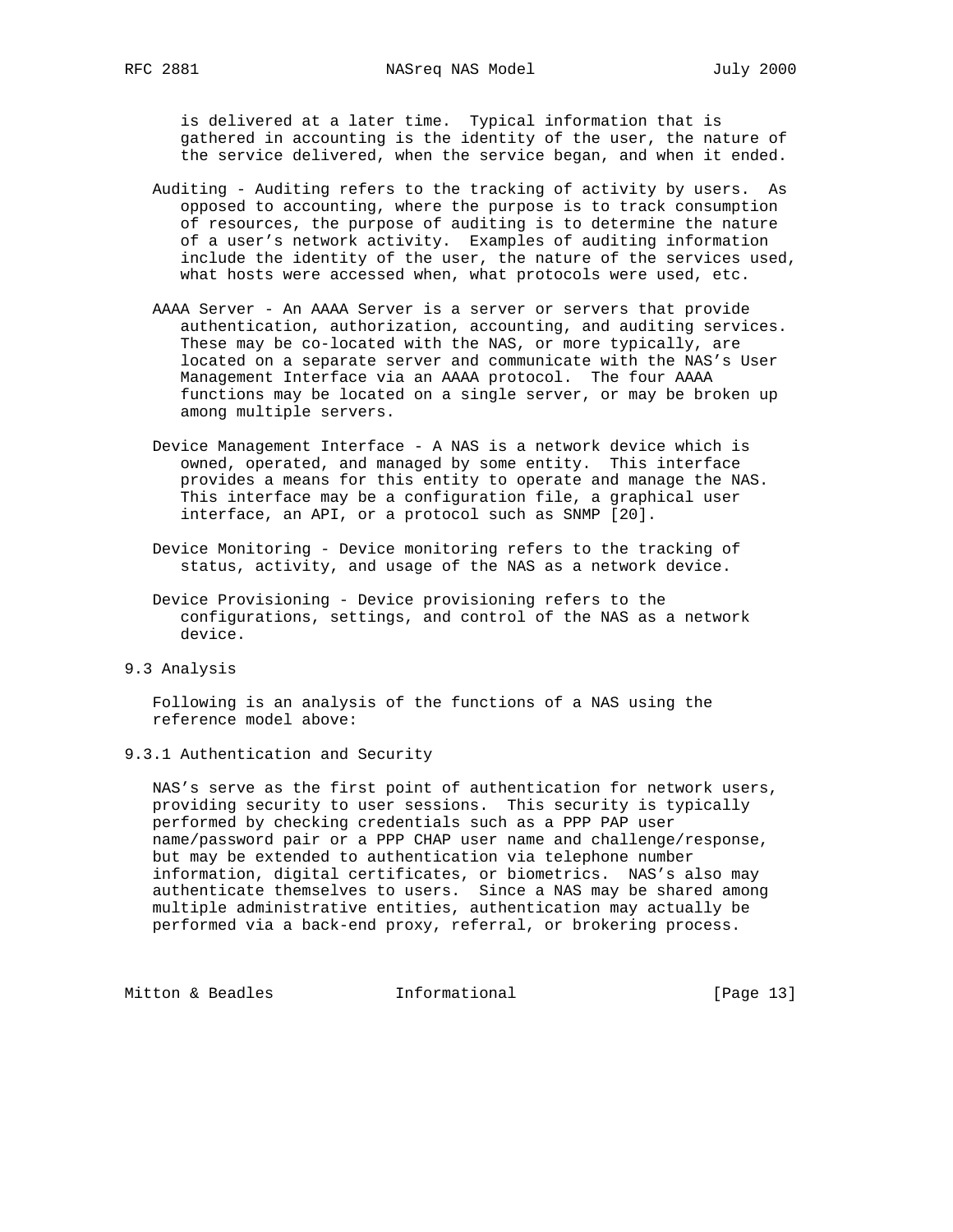is delivered at a later time. Typical information that is gathered in accounting is the identity of the user, the nature of the service delivered, when the service began, and when it ended.

Auditing - Auditing refers to the tracking of activity by users. As opposed to accounting, where the purpose is to track consumption of resources, the purpose of auditing is to determine the nature of a user's network activity. Examples of auditing information include the identity of the user, the nature of the services used, what hosts were accessed when, what protocols were used, etc.

AAAA Server - An AAAA Server is a server or servers that provide authentication, authorization, accounting, and auditing services. These may be co-located with the NAS, or more typically, are located on a separate server and communicate with the NAS's User Management Interface via an AAAA protocol. The four AAAA functions may be located on a single server, or may be broken up among multiple servers.

Device Management Interface - A NAS is a network device which is owned, operated, and managed by some entity. This interface provides a means for this entity to operate and manage the NAS. This interface may be a configuration file, a graphical user interface, an API, or a protocol such as SNMP [20].

Device Monitoring - Device monitoring refers to the tracking of status, activity, and usage of the NAS as a network device.

Device Provisioning - Device provisioning refers to the configurations, settings, and control of the NAS as a network device.

## 9.3 Analysis

Following is an analysis of the functions of a NAS using the reference model above:

### 9.3.1 Authentication and Security

NAS's serve as the first point of authentication for network users, providing security to user sessions. This security is typically performed by checking credentials such as a PPP PAP user name/password pair or a PPP CHAP user name and challenge/response, but may be extended to authentication via telephone number information, digital certificates, or biometrics. NAS's also may authenticate themselves to users. Since a NAS may be shared among multiple administrative entities, authentication may actually be performed via a back-end proxy, referral, or brokering process.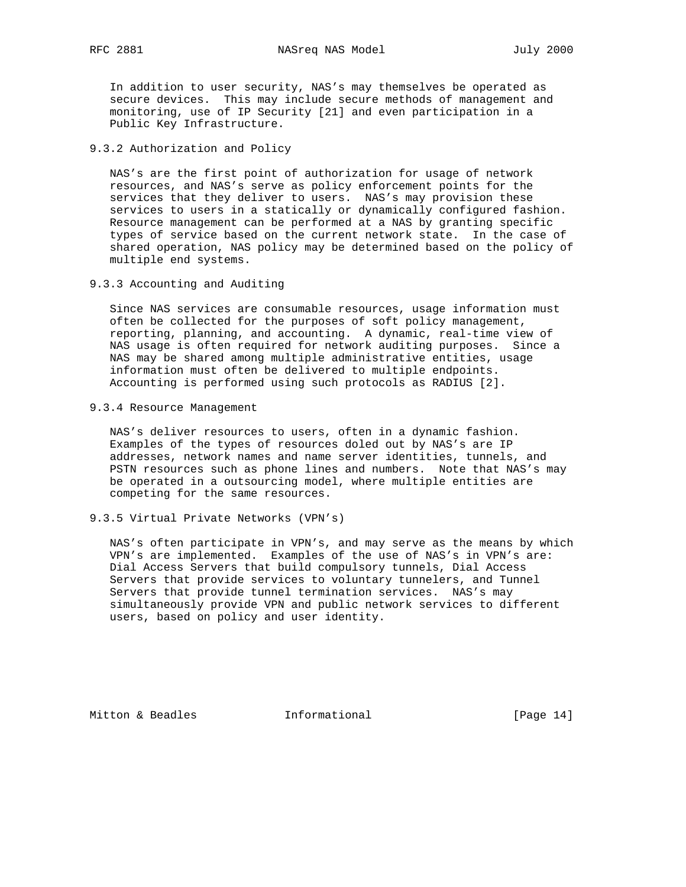In addition to user security, NAS's may themselves be operated as secure devices. This may include secure methods of management and monitoring, use of IP Security [21] and even participation in a Public Key Infrastructure.

### 9.3.2 Authorization and Policy

NAS's are the first point of authorization for usage of network resources, and NAS's serve as policy enforcement points for the services that they deliver to users. NAS's may provision these services to users in a statically or dynamically configured fashion. Resource management can be performed at a NAS by granting specific types of service based on the current network state. In the case of shared operation, NAS policy may be determined based on the policy of multiple end systems.

### 9.3.3 Accounting and Auditing

Since NAS services are consumable resources, usage information must often be collected for the purposes of soft policy management, reporting, planning, and accounting. A dynamic, real-time view of NAS usage is often required for network auditing purposes. Since a NAS may be shared among multiple administrative entities, usage information must often be delivered to multiple endpoints. Accounting is performed using such protocols as RADIUS [2].

### 9.3.4 Resource Management

NAS's deliver resources to users, often in a dynamic fashion. Examples of the types of resources doled out by NAS's are IP addresses, network names and name server identities, tunnels, and PSTN resources such as phone lines and numbers. Note that NAS's may be operated in a outsourcing model, where multiple entities are competing for the same resources.

### 9.3.5 Virtual Private Networks (VPN's)

NAS's often participate in VPN's, and may serve as the means by which VPN's are implemented. Examples of the use of NAS's in VPN's are: Dial Access Servers that build compulsory tunnels, Dial Access Servers that provide services to voluntary tunnelers, and Tunnel Servers that provide tunnel termination services. NAS's may simultaneously provide VPN and public network services to different users, based on policy and user identity.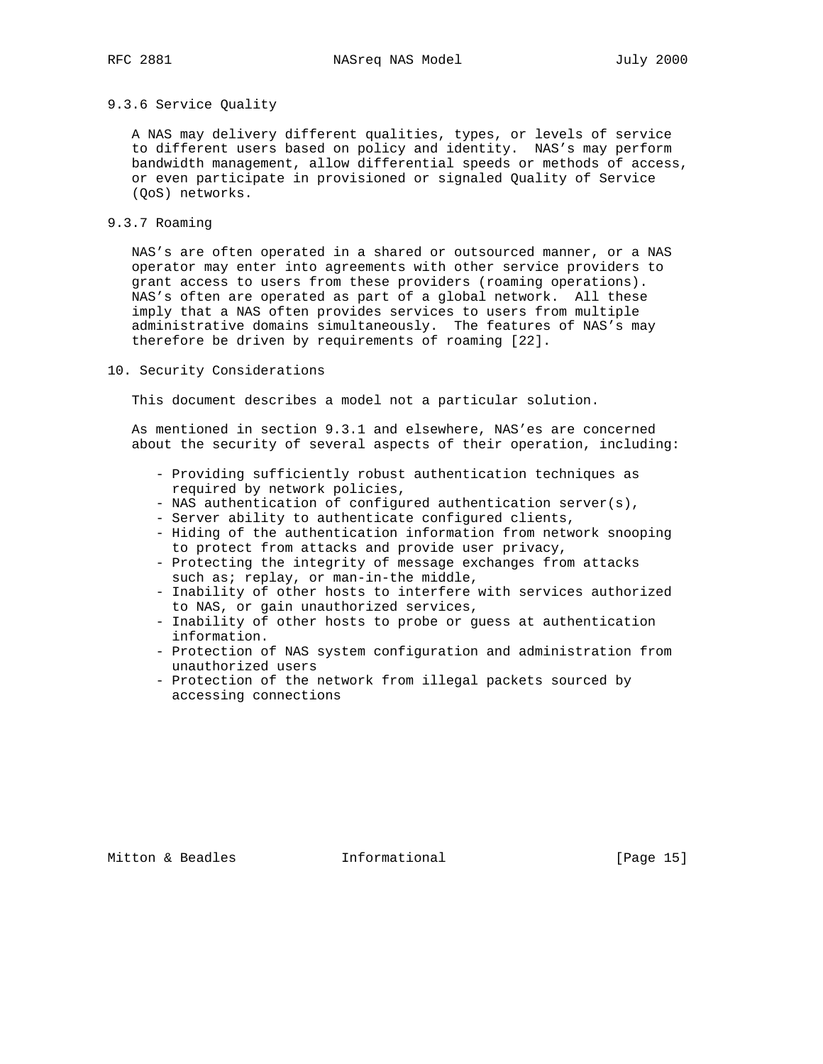### 9.3.6 Service Quality

A NAS may delivery different qualities, types, or levels of service to different users based on policy and identity. NAS's may perform bandwidth management, allow differential speeds or methods of access, or even participate in provisioned or signaled Quality of Service (QoS) networks.

### 9.3.7 Roaming

NAS's are often operated in a shared or outsourced manner, or a NAS operator may enter into agreements with other service providers to grant access to users from these providers (roaming operations). NAS's often are operated as part of a global network. All these imply that a NAS often provides services to users from multiple administrative domains simultaneously. The features of NAS's may therefore be driven by requirements of roaming [22].

## 10. Security Considerations

This document describes a model not a particular solution.

As mentioned in section 9.3.1 and elsewhere, NAS'es are concerned about the security of several aspects of their operation, including:

- Providing sufficiently robust authentication techniques as required by network policies,
- NAS authentication of configured authentication server(s),
- Server ability to authenticate configured clients,
- Hiding of the authentication information from network snooping to protect from attacks and provide user privacy,
- Protecting the integrity of message exchanges from attacks such as; replay, or man-in-the middle,
- Inability of other hosts to interfere with services authorized to NAS, or gain unauthorized services,
- Inability of other hosts to probe or guess at authentication information.
- Protection of NAS system configuration and administration from unauthorized users
- Protection of the network from illegal packets sourced by accessing connections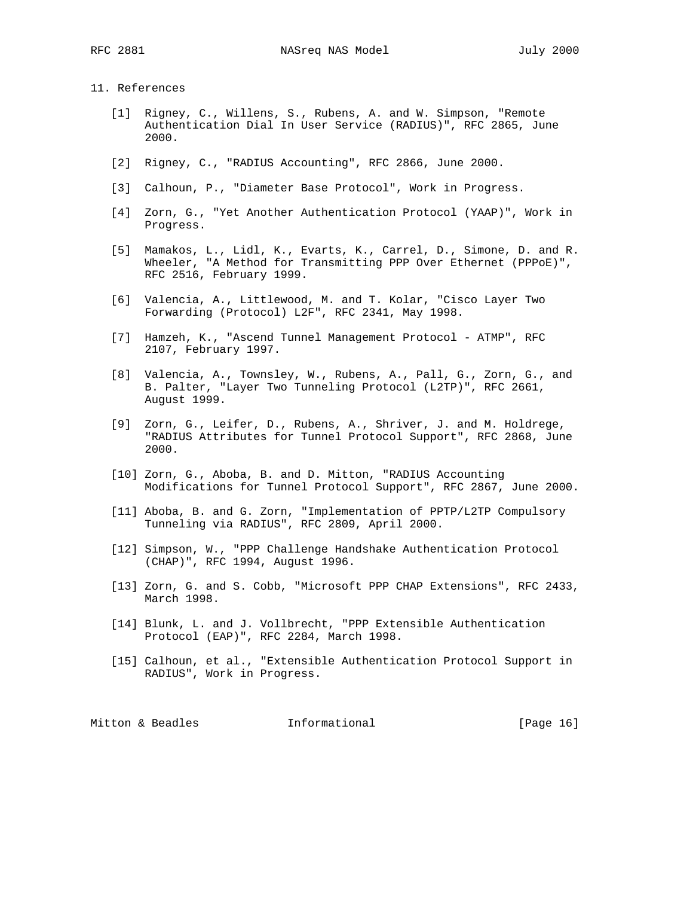## 11. References

[1] Rigney, C., Willens, S., Rubens, A. and W. Simpson, "Remote Authentication Dial In User Service (RADIUS)", RFC 2865, June 2000.

[2] Rigney, C., "RADIUS Accounting", RFC 2866, June 2000.

[3] Calhoun, P., "Diameter Base Protocol", Work in Progress.

[4] Zorn, G., "Yet Another Authentication Protocol (YAAP)", Work in Progress.

[5] Mamakos, L., Lidl, K., Evarts, K., Carrel, D., Simone, D. and R. Wheeler, "A Method for Transmitting PPP Over Ethernet (PPPoE)", RFC 2516, February 1999.

[6] Valencia, A., Littlewood, M. and T. Kolar, "Cisco Layer Two Forwarding (Protocol) L2F", RFC 2341, May 1998.

[7] Hamzeh, K., "Ascend Tunnel Management Protocol - ATMP", RFC 2107, February 1997.

[8] Valencia, A., Townsley, W., Rubens, A., Pall, G., Zorn, G., and B. Palter, "Layer Two Tunneling Protocol (L2TP)", RFC 2661, August 1999.

[9] Zorn, G., Leifer, D., Rubens, A., Shriver, J. and M. Holdrege, "RADIUS Attributes for Tunnel Protocol Support", RFC 2868, June 2000.

[10] Zorn, G., Aboba, B. and D. Mitton, "RADIUS Accounting Modifications for Tunnel Protocol Support", RFC 2867, June 2000.

[11] Aboba, B. and G. Zorn, "Implementation of PPTP/L2TP Compulsory Tunneling via RADIUS", RFC 2809, April 2000.

[12] Simpson, W., "PPP Challenge Handshake Authentication Protocol (CHAP)", RFC 1994, August 1996.

[13] Zorn, G. and S. Cobb, "Microsoft PPP CHAP Extensions", RFC 2433, March 1998.

[14] Blunk, L. and J. Vollbrecht, "PPP Extensible Authentication Protocol (EAP)", RFC 2284, March 1998.

[15] Calhoun, et al., "Extensible Authentication Protocol Support in RADIUS", Work in Progress.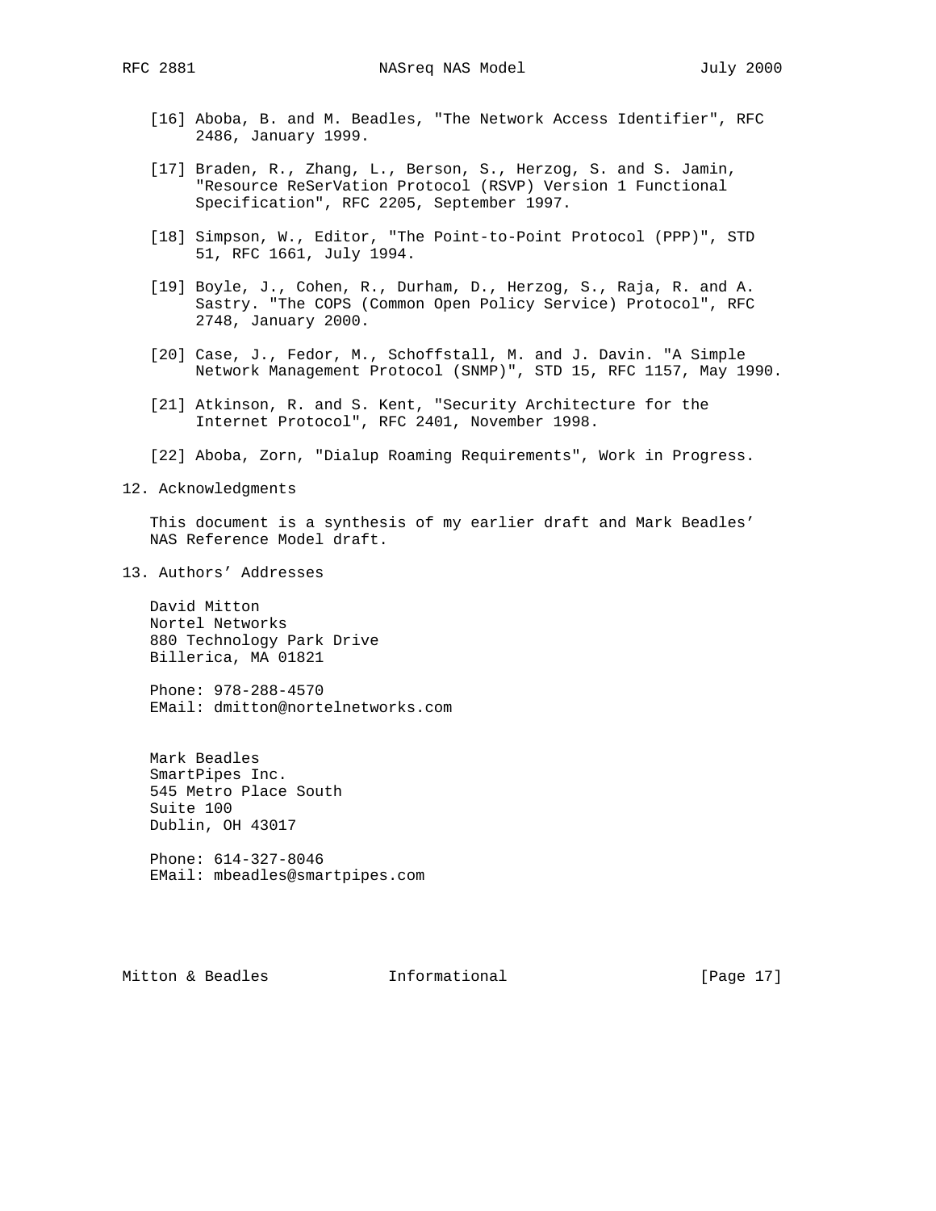[16] Aboba, B. and M. Beadles, "The Network Access Identifier", RFC 2486, January 1999.

[17] Braden, R., Zhang, L., Berson, S., Herzog, S. and S. Jamin, "Resource ReSerVation Protocol (RSVP) Version 1 Functional Specification", RFC 2205, September 1997.

[18] Simpson, W., Editor, "The Point-to-Point Protocol (PPP)", STD 51, RFC 1661, July 1994.

[19] Boyle, J., Cohen, R., Durham, D., Herzog, S., Raja, R. and A. Sastry. "The COPS (Common Open Policy Service) Protocol", RFC 2748, January 2000.

[20] Case, J., Fedor, M., Schoffstall, M. and J. Davin. "A Simple Network Management Protocol (SNMP)", STD 15, RFC 1157, May 1990.

[21] Atkinson, R. and S. Kent, "Security Architecture for the Internet Protocol", RFC 2401, November 1998.

[22] Aboba, Zorn, "Dialup Roaming Requirements", Work in Progress.

## 12. Acknowledgments

This document is a synthesis of my earlier draft and Mark Beadles' NAS Reference Model draft.

## 13. Authors' Addresses

David Mitton
Nortel Networks
880 Technology Park Drive
Billerica, MA 01821

Phone: 978-288-4570
EMail: dmitton@nortelnetworks.com

Mark Beadles
SmartPipes Inc.
545 Metro Place South
Suite 100
Dublin, OH 43017

Phone: 614-327-8046
EMail: mbeadles@smartpipes.com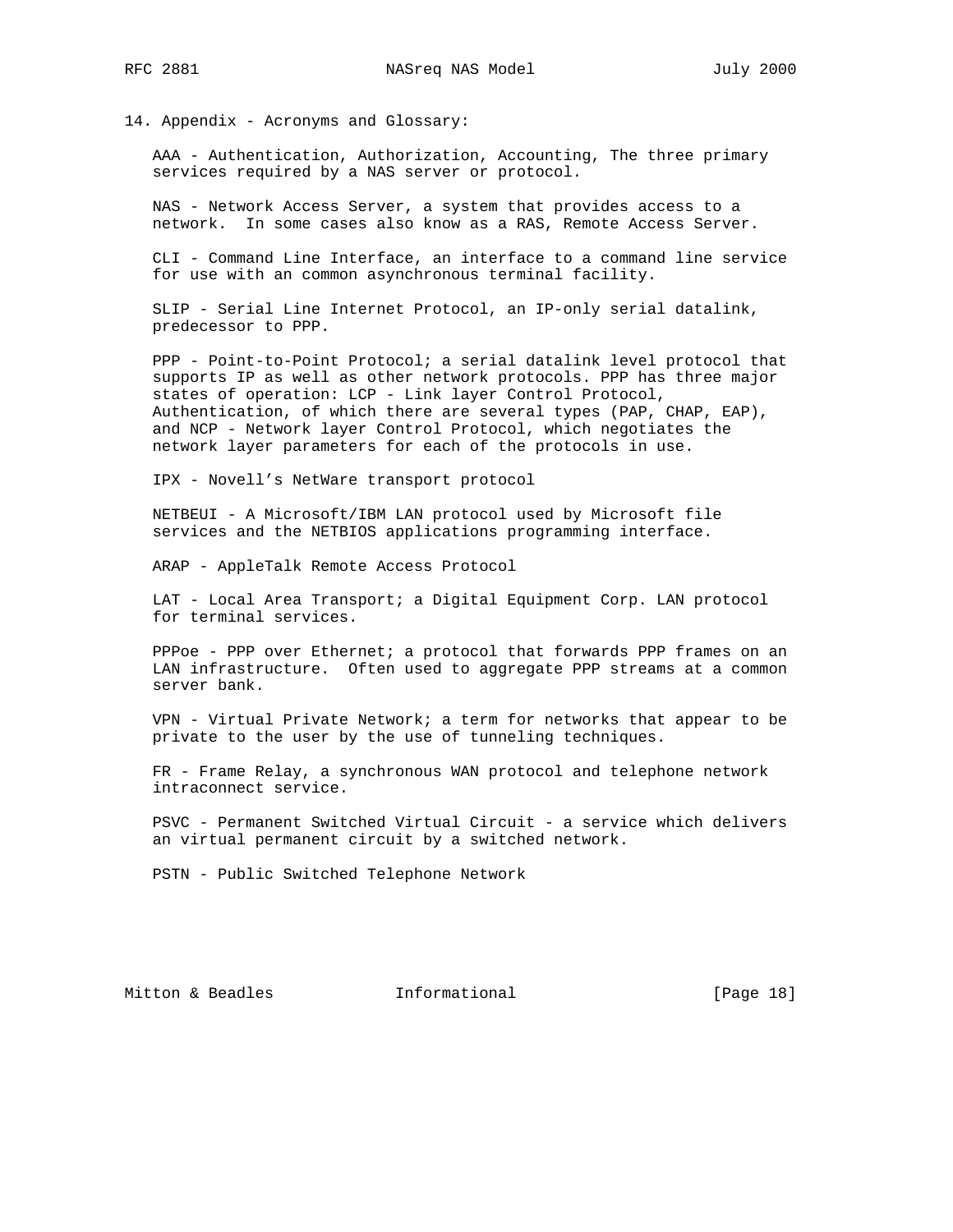## 14. Appendix - Acronyms and Glossary:

AAA - Authentication, Authorization, Accounting, The three primary services required by a NAS server or protocol.

NAS - Network Access Server, a system that provides access to a network. In some cases also know as a RAS, Remote Access Server.

CLI - Command Line Interface, an interface to a command line service for use with an common asynchronous terminal facility.

SLIP - Serial Line Internet Protocol, an IP-only serial datalink, predecessor to PPP.

PPP - Point-to-Point Protocol; a serial datalink level protocol that supports IP as well as other network protocols. PPP has three major states of operation: LCP - Link layer Control Protocol, Authentication, of which there are several types (PAP, CHAP, EAP), and NCP - Network layer Control Protocol, which negotiates the network layer parameters for each of the protocols in use.

IPX - Novell's NetWare transport protocol

NETBEUI - A Microsoft/IBM LAN protocol used by Microsoft file services and the NETBIOS applications programming interface.

ARAP - AppleTalk Remote Access Protocol

LAT - Local Area Transport; a Digital Equipment Corp. LAN protocol for terminal services.

PPPoe - PPP over Ethernet; a protocol that forwards PPP frames on an LAN infrastructure. Often used to aggregate PPP streams at a common server bank.

VPN - Virtual Private Network; a term for networks that appear to be private to the user by the use of tunneling techniques.

FR - Frame Relay, a synchronous WAN protocol and telephone network intraconnect service.

PSVC - Permanent Switched Virtual Circuit - a service which delivers an virtual permanent circuit by a switched network.

PSTN - Public Switched Telephone Network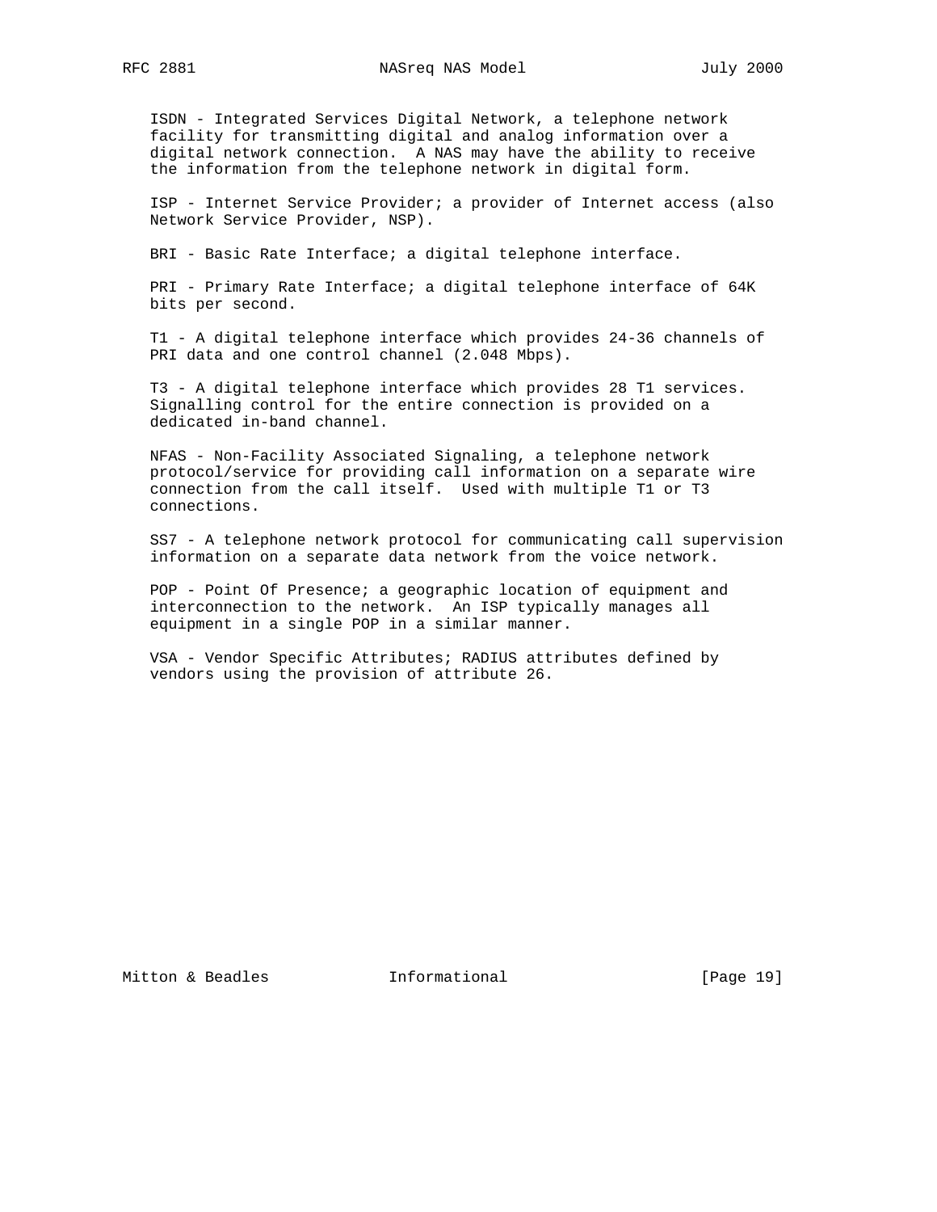ISDN - Integrated Services Digital Network, a telephone network facility for transmitting digital and analog information over a digital network connection. A NAS may have the ability to receive the information from the telephone network in digital form.

ISP - Internet Service Provider; a provider of Internet access (also Network Service Provider, NSP).

BRI - Basic Rate Interface; a digital telephone interface.

PRI - Primary Rate Interface; a digital telephone interface of 64K bits per second.

T1 - A digital telephone interface which provides 24-36 channels of PRI data and one control channel (2.048 Mbps).

T3 - A digital telephone interface which provides 28 T1 services. Signalling control for the entire connection is provided on a dedicated in-band channel.

NFAS - Non-Facility Associated Signaling, a telephone network protocol/service for providing call information on a separate wire connection from the call itself. Used with multiple T1 or T3 connections.

SS7 - A telephone network protocol for communicating call supervision information on a separate data network from the voice network.

POP - Point Of Presence; a geographic location of equipment and interconnection to the network. An ISP typically manages all equipment in a single POP in a similar manner.

VSA - Vendor Specific Attributes; RADIUS attributes defined by vendors using the provision of attribute 26.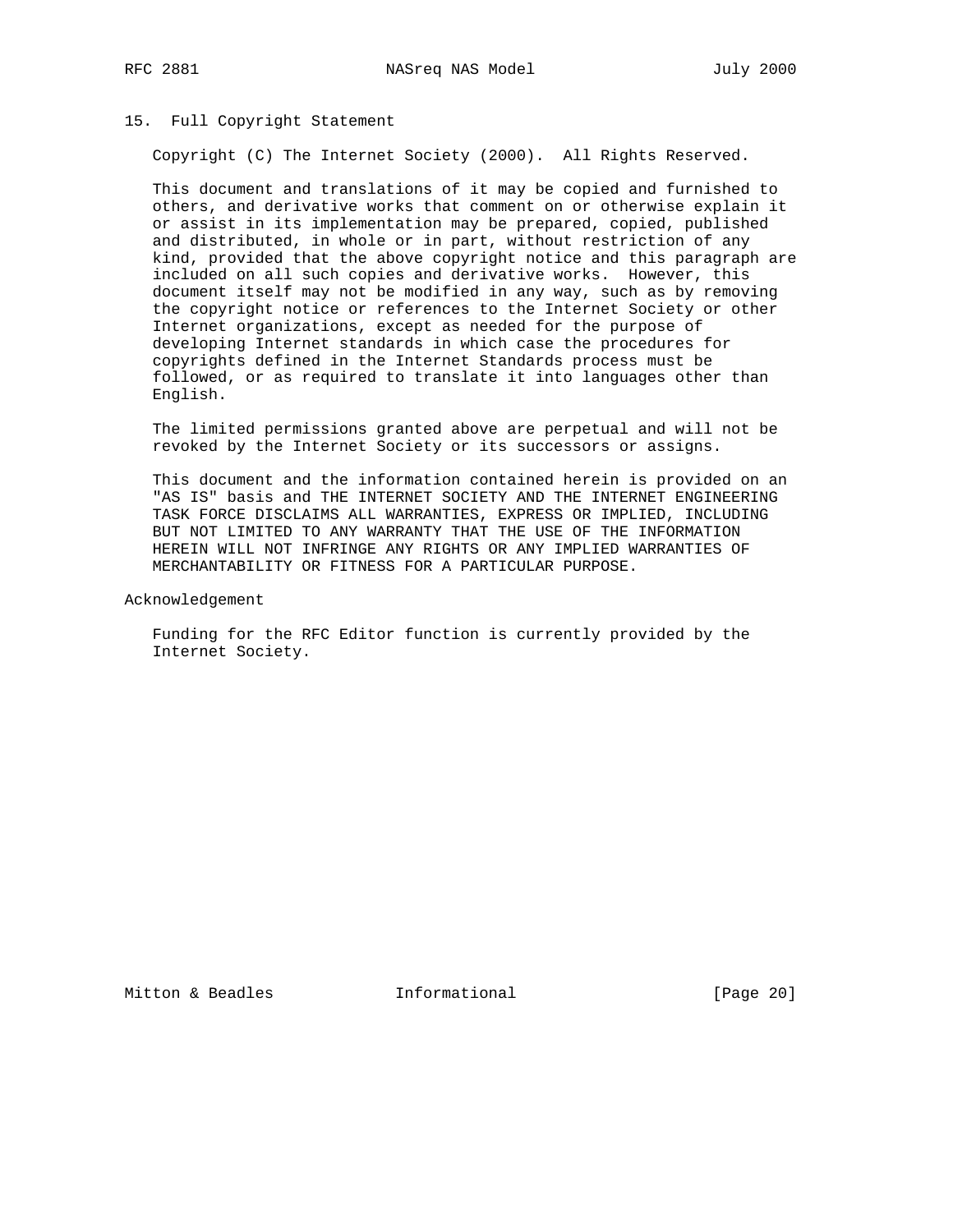## 15. Full Copyright Statement

Copyright (C) The Internet Society (2000). All Rights Reserved.

This document and translations of it may be copied and furnished to others, and derivative works that comment on or otherwise explain it or assist in its implementation may be prepared, copied, published and distributed, in whole or in part, without restriction of any kind, provided that the above copyright notice and this paragraph are included on all such copies and derivative works. However, this document itself may not be modified in any way, such as by removing the copyright notice or references to the Internet Society or other Internet organizations, except as needed for the purpose of developing Internet standards in which case the procedures for copyrights defined in the Internet Standards process must be followed, or as required to translate it into languages other than English.

The limited permissions granted above are perpetual and will not be revoked by the Internet Society or its successors or assigns.

This document and the information contained herein is provided on an "AS IS" basis and THE INTERNET SOCIETY AND THE INTERNET ENGINEERING TASK FORCE DISCLAIMS ALL WARRANTIES, EXPRESS OR IMPLIED, INCLUDING BUT NOT LIMITED TO ANY WARRANTY THAT THE USE OF THE INFORMATION HEREIN WILL NOT INFRINGE ANY RIGHTS OR ANY IMPLIED WARRANTIES OF MERCHANTABILITY OR FITNESS FOR A PARTICULAR PURPOSE.

## Acknowledgement

Funding for the RFC Editor function is currently provided by the Internet Society.